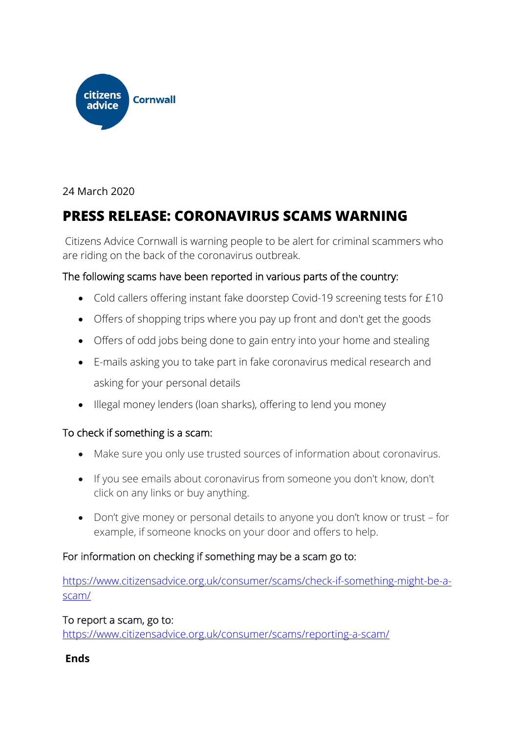citizens advice Cornwall

24 March 2020

# PRESS RELEASE: CORONAVIRUS SCAMS WARNING

Citizens Advice Cornwall is warning people to be alert for criminal scammers who are riding on the back of the coronavirus outbreak.

The following scams have been reported in various parts of the country:

- Cold callers offering instant fake doorstep Covid-19 screening tests for £10
- Offers of shopping trips where you pay up front and don't get the goods
- Offers of odd jobs being done to gain entry into your home and stealing
- E-mails asking you to take part in fake coronavirus medical research and asking for your personal details
- Illegal money lenders (loan sharks), offering to lend you money

To check if something is a scam:

- Make sure you only use trusted sources of information about coronavirus.
- If you see emails about coronavirus from someone you don't know, don't click on any links or buy anything.
- Don't give money or personal details to anyone you don't know or trust – for example, if someone knocks on your door and offers to help.

For information on checking if something may be a scam go to:

https://www.citizensadvice.org.uk/consumer/scams/check-if-something-might-be-a-scam/

To report a scam, go to:
https://www.citizensadvice.org.uk/consumer/scams/reporting-a-scam/

**Ends**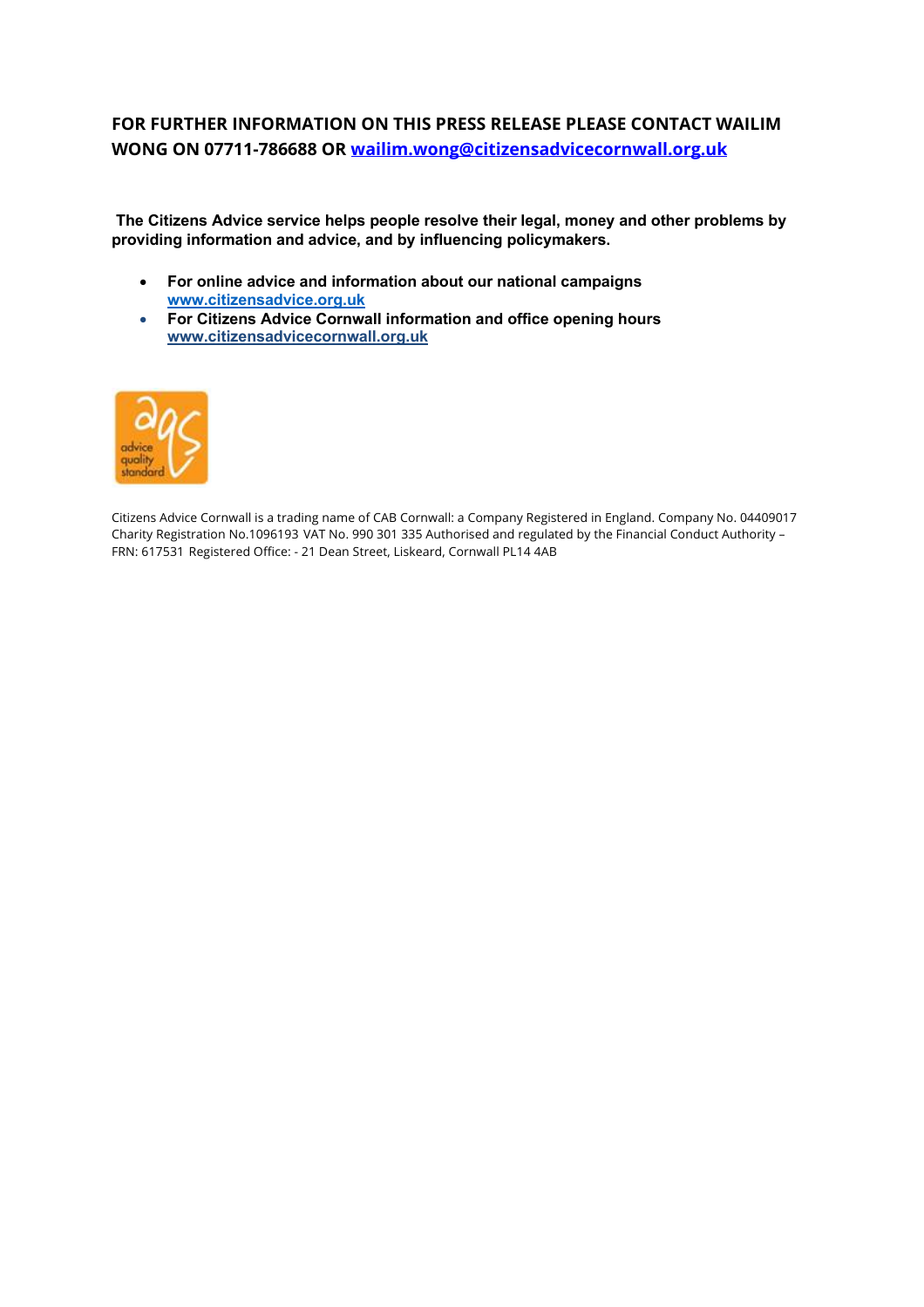**FOR FURTHER INFORMATION ON THIS PRESS RELEASE PLEASE CONTACT WAILIM WONG ON 07711-786688 OR wailim.wong@citizensadvicecornwall.org.uk**

**The Citizens Advice service helps people resolve their legal, money and other problems by providing information and advice, and by influencing policymakers.**

- **For online advice and information about our national campaigns www.citizensadvice.org.uk**
- **For Citizens Advice Cornwall information and office opening hours www.citizensadvicecornwall.org.uk**

Citizens Advice Cornwall is a trading name of CAB Cornwall: a Company Registered in England. Company No. 04409017 Charity Registration No.1096193 VAT No. 990 301 335 Authorised and regulated by the Financial Conduct Authority – FRN: 617531 Registered Office: - 21 Dean Street, Liskeard, Cornwall PL14 4AB